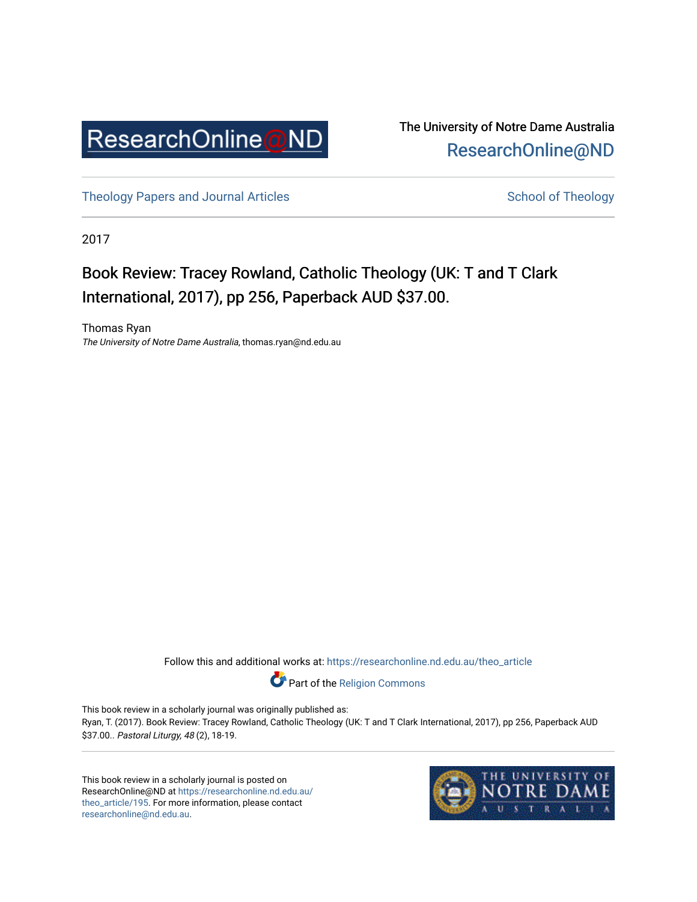ResearchOnline@ND

The University of Notre Dame Australia
ResearchOnline@ND

Theology Papers and Journal Articles | School of Theology

2017

# Book Review: Tracey Rowland, Catholic Theology (UK: T and T Clark International, 2017), pp 256, Paperback AUD $37.00.

Thomas Ryan
*The University of Notre Dame Australia*, thomas.ryan@nd.edu.au

Follow this and additional works at: https://researchonline.nd.edu.au/theo_article

Part of the Religion Commons

This book review in a scholarly journal was originally published as:
Ryan, T. (2017). Book Review: Tracey Rowland, Catholic Theology (UK: T and T Clark International, 2017), pp 256, Paperback AUD $37.00.. *Pastoral Liturgy, 48* (2), 18-19.

This book review in a scholarly journal is posted on ResearchOnline@ND at https://researchonline.nd.edu.au/theo_article/195. For more information, please contact researchonline@nd.edu.au.

THE UNIVERSITY OF NOTRE DAME AUSTRALIA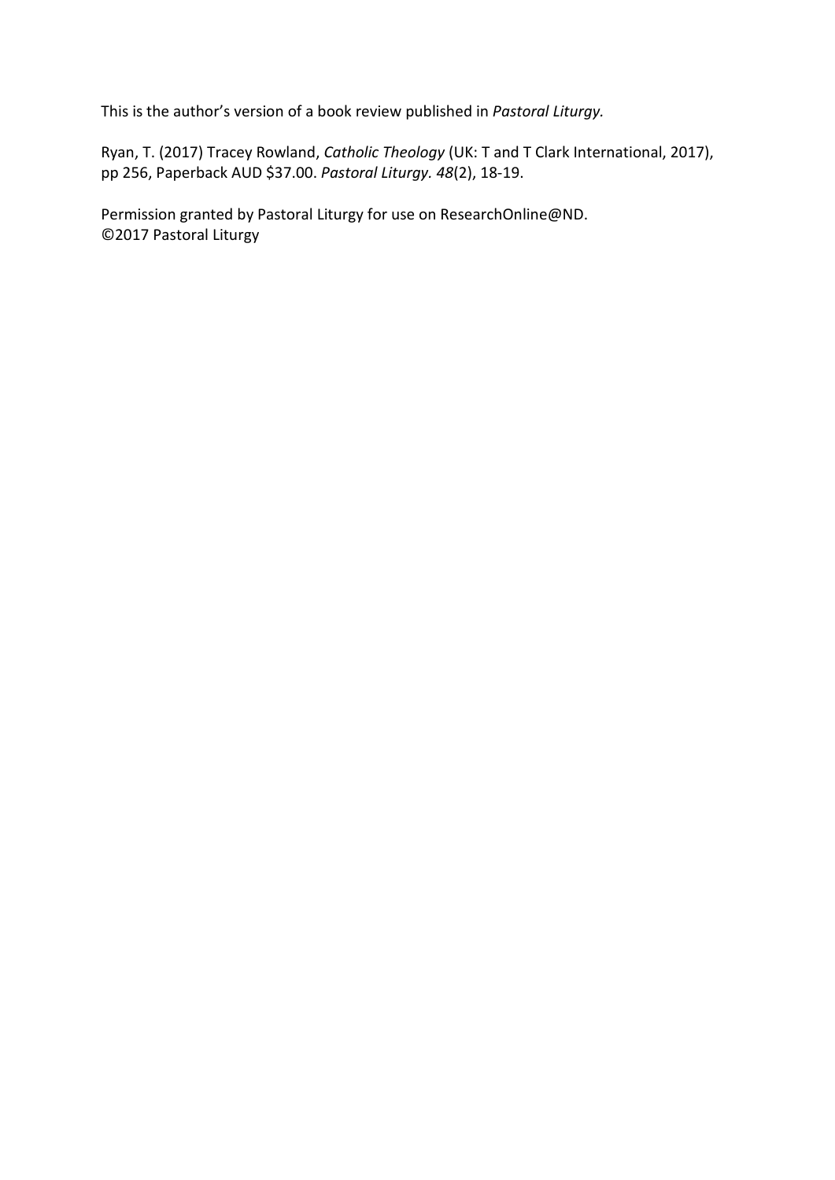This is the author's version of a book review published in *Pastoral Liturgy.*

Ryan, T. (2017) Tracey Rowland, *Catholic Theology* (UK: T and T Clark International, 2017), pp 256, Paperback AUD $37.00. *Pastoral Liturgy. 48*(2), 18-19.

Permission granted by Pastoral Liturgy for use on ResearchOnline@ND.
©2017 Pastoral Liturgy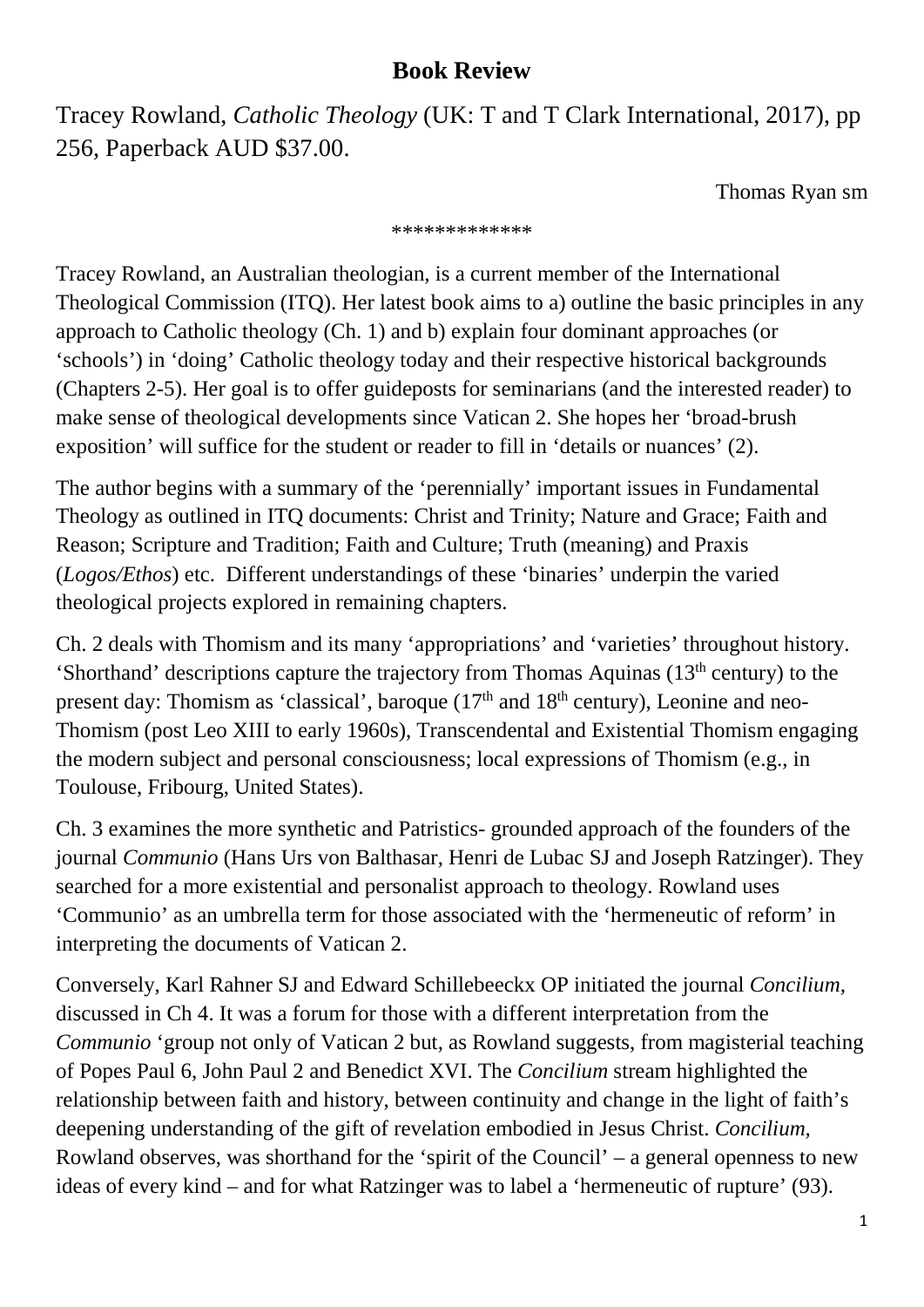**Book Review**

Tracey Rowland, *Catholic Theology* (UK: T and T Clark International, 2017), pp 256, Paperback AUD $37.00.

Thomas Ryan sm

*************

Tracey Rowland, an Australian theologian, is a current member of the International Theological Commission (ITQ). Her latest book aims to a) outline the basic principles in any approach to Catholic theology (Ch. 1) and b) explain four dominant approaches (or 'schools') in 'doing' Catholic theology today and their respective historical backgrounds (Chapters 2-5). Her goal is to offer guideposts for seminarians (and the interested reader) to make sense of theological developments since Vatican 2. She hopes her 'broad-brush exposition' will suffice for the student or reader to fill in 'details or nuances' (2).

The author begins with a summary of the 'perennially' important issues in Fundamental Theology as outlined in ITQ documents: Christ and Trinity; Nature and Grace; Faith and Reason; Scripture and Tradition; Faith and Culture; Truth (meaning) and Praxis (*Logos/Ethos*) etc. Different understandings of these 'binaries' underpin the varied theological projects explored in remaining chapters.

Ch. 2 deals with Thomism and its many 'appropriations' and 'varieties' throughout history. 'Shorthand' descriptions capture the trajectory from Thomas Aquinas (13th century) to the present day: Thomism as 'classical', baroque (17th and 18th century), Leonine and neo-Thomism (post Leo XIII to early 1960s), Transcendental and Existential Thomism engaging the modern subject and personal consciousness; local expressions of Thomism (e.g., in Toulouse, Fribourg, United States).

Ch. 3 examines the more synthetic and Patristics- grounded approach of the founders of the journal *Communio* (Hans Urs von Balthasar, Henri de Lubac SJ and Joseph Ratzinger). They searched for a more existential and personalist approach to theology. Rowland uses 'Communio' as an umbrella term for those associated with the 'hermeneutic of reform' in interpreting the documents of Vatican 2.

Conversely, Karl Rahner SJ and Edward Schillebeeckx OP initiated the journal *Concilium,* discussed in Ch 4. It was a forum for those with a different interpretation from the *Communio* 'group not only of Vatican 2 but, as Rowland suggests, from magisterial teaching of Popes Paul 6, John Paul 2 and Benedict XVI. The *Concilium* stream highlighted the relationship between faith and history, between continuity and change in the light of faith's deepening understanding of the gift of revelation embodied in Jesus Christ. *Concilium,* Rowland observes, was shorthand for the 'spirit of the Council' – a general openness to new ideas of every kind – and for what Ratzinger was to label a 'hermeneutic of rupture' (93).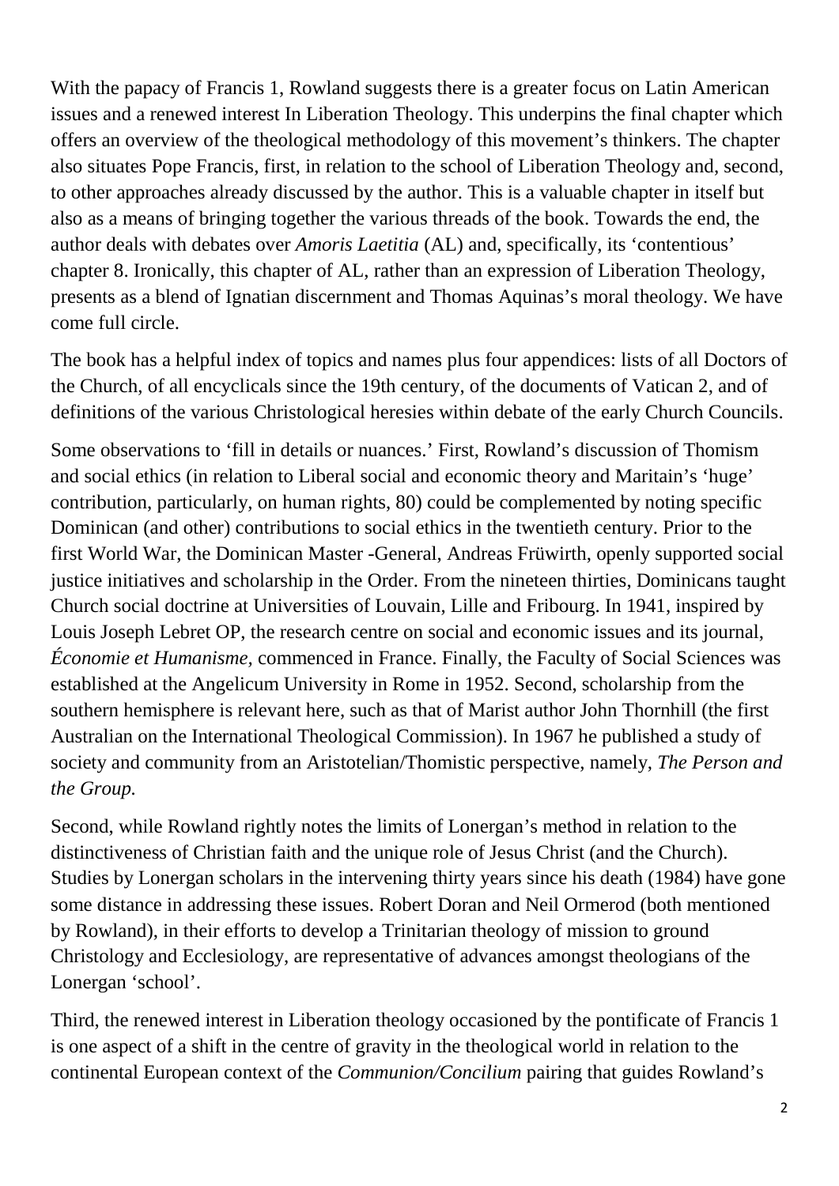With the papacy of Francis 1, Rowland suggests there is a greater focus on Latin American issues and a renewed interest In Liberation Theology. This underpins the final chapter which offers an overview of the theological methodology of this movement's thinkers. The chapter also situates Pope Francis, first, in relation to the school of Liberation Theology and, second, to other approaches already discussed by the author. This is a valuable chapter in itself but also as a means of bringing together the various threads of the book. Towards the end, the author deals with debates over *Amoris Laetitia* (AL) and, specifically, its 'contentious' chapter 8. Ironically, this chapter of AL, rather than an expression of Liberation Theology, presents as a blend of Ignatian discernment and Thomas Aquinas's moral theology. We have come full circle.

The book has a helpful index of topics and names plus four appendices: lists of all Doctors of the Church, of all encyclicals since the 19th century, of the documents of Vatican 2, and of definitions of the various Christological heresies within debate of the early Church Councils.

Some observations to 'fill in details or nuances.' First, Rowland's discussion of Thomism and social ethics (in relation to Liberal social and economic theory and Maritain's 'huge' contribution, particularly, on human rights, 80) could be complemented by noting specific Dominican (and other) contributions to social ethics in the twentieth century. Prior to the first World War, the Dominican Master -General, Andreas Früwirth, openly supported social justice initiatives and scholarship in the Order. From the nineteen thirties, Dominicans taught Church social doctrine at Universities of Louvain, Lille and Fribourg. In 1941, inspired by Louis Joseph Lebret OP, the research centre on social and economic issues and its journal, *Économie et Humanisme,* commenced in France. Finally, the Faculty of Social Sciences was established at the Angelicum University in Rome in 1952. Second, scholarship from the southern hemisphere is relevant here, such as that of Marist author John Thornhill (the first Australian on the International Theological Commission). In 1967 he published a study of society and community from an Aristotelian/Thomistic perspective, namely, *The Person and the Group.*

Second, while Rowland rightly notes the limits of Lonergan's method in relation to the distinctiveness of Christian faith and the unique role of Jesus Christ (and the Church). Studies by Lonergan scholars in the intervening thirty years since his death (1984) have gone some distance in addressing these issues. Robert Doran and Neil Ormerod (both mentioned by Rowland), in their efforts to develop a Trinitarian theology of mission to ground Christology and Ecclesiology, are representative of advances amongst theologians of the Lonergan 'school'.

Third, the renewed interest in Liberation theology occasioned by the pontificate of Francis 1 is one aspect of a shift in the centre of gravity in the theological world in relation to the continental European context of the *Communion/Concilium* pairing that guides Rowland's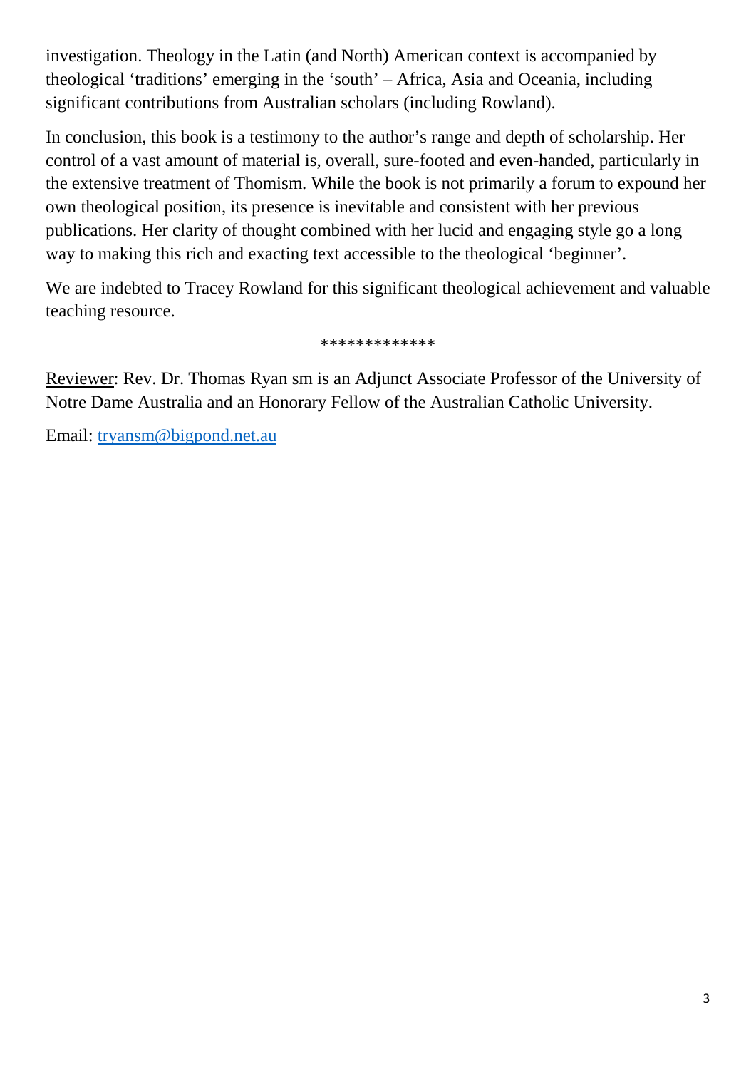investigation. Theology in the Latin (and North) American context is accompanied by theological 'traditions' emerging in the 'south' – Africa, Asia and Oceania, including significant contributions from Australian scholars (including Rowland).

In conclusion, this book is a testimony to the author's range and depth of scholarship. Her control of a vast amount of material is, overall, sure-footed and even-handed, particularly in the extensive treatment of Thomism. While the book is not primarily a forum to expound her own theological position, its presence is inevitable and consistent with her previous publications. Her clarity of thought combined with her lucid and engaging style go a long way to making this rich and exacting text accessible to the theological 'beginner'.

We are indebted to Tracey Rowland for this significant theological achievement and valuable teaching resource.

*************

Reviewer: Rev. Dr. Thomas Ryan sm is an Adjunct Associate Professor of the University of Notre Dame Australia and an Honorary Fellow of the Australian Catholic University.

Email: tryansm@bigpond.net.au